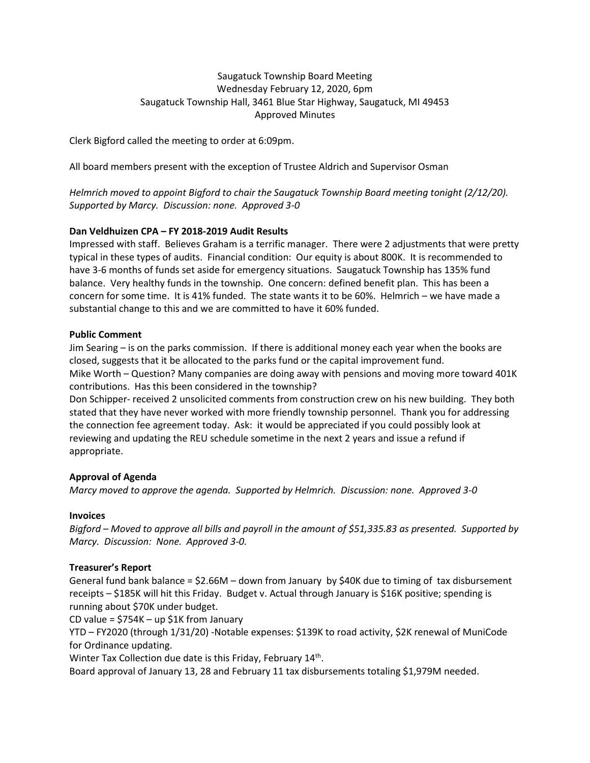Saugatuck Township Board Meeting
Wednesday February 12, 2020, 6pm
Saugatuck Township Hall, 3461 Blue Star Highway, Saugatuck, MI 49453
Approved Minutes

Clerk Bigford called the meeting to order at 6:09pm.

All board members present with the exception of Trustee Aldrich and Supervisor Osman

*Helmrich moved to appoint Bigford to chair the Saugatuck Township Board meeting tonight (2/12/20). Supported by Marcy. Discussion: none. Approved 3-0*

**Dan Veldhuizen CPA – FY 2018-2019 Audit Results**

Impressed with staff. Believes Graham is a terrific manager. There were 2 adjustments that were pretty typical in these types of audits. Financial condition: Our equity is about 800K. It is recommended to have 3-6 months of funds set aside for emergency situations. Saugatuck Township has 135% fund balance. Very healthy funds in the township. One concern: defined benefit plan. This has been a concern for some time. It is 41% funded. The state wants it to be 60%. Helmrich – we have made a substantial change to this and we are committed to have it 60% funded.

**Public Comment**

Jim Searing – is on the parks commission. If there is additional money each year when the books are closed, suggests that it be allocated to the parks fund or the capital improvement fund.
Mike Worth – Question? Many companies are doing away with pensions and moving more toward 401K contributions. Has this been considered in the township?
Don Schipper- received 2 unsolicited comments from construction crew on his new building. They both stated that they have never worked with more friendly township personnel. Thank you for addressing the connection fee agreement today. Ask: it would be appreciated if you could possibly look at reviewing and updating the REU schedule sometime in the next 2 years and issue a refund if appropriate.

**Approval of Agenda**

*Marcy moved to approve the agenda. Supported by Helmrich. Discussion: none. Approved 3-0*

**Invoices**

*Bigford – Moved to approve all bills and payroll in the amount of $51,335.83 as presented. Supported by Marcy. Discussion: None. Approved 3-0.*

**Treasurer's Report**

General fund bank balance = $2.66M – down from January by $40K due to timing of tax disbursement receipts – $185K will hit this Friday. Budget v. Actual through January is $16K positive; spending is running about $70K under budget.
CD value = $754K – up $1K from January
YTD – FY2020 (through 1/31/20) -Notable expenses: $139K to road activity, $2K renewal of MuniCode for Ordinance updating.
Winter Tax Collection due date is this Friday, February 14th.
Board approval of January 13, 28 and February 11 tax disbursements totaling $1,979M needed.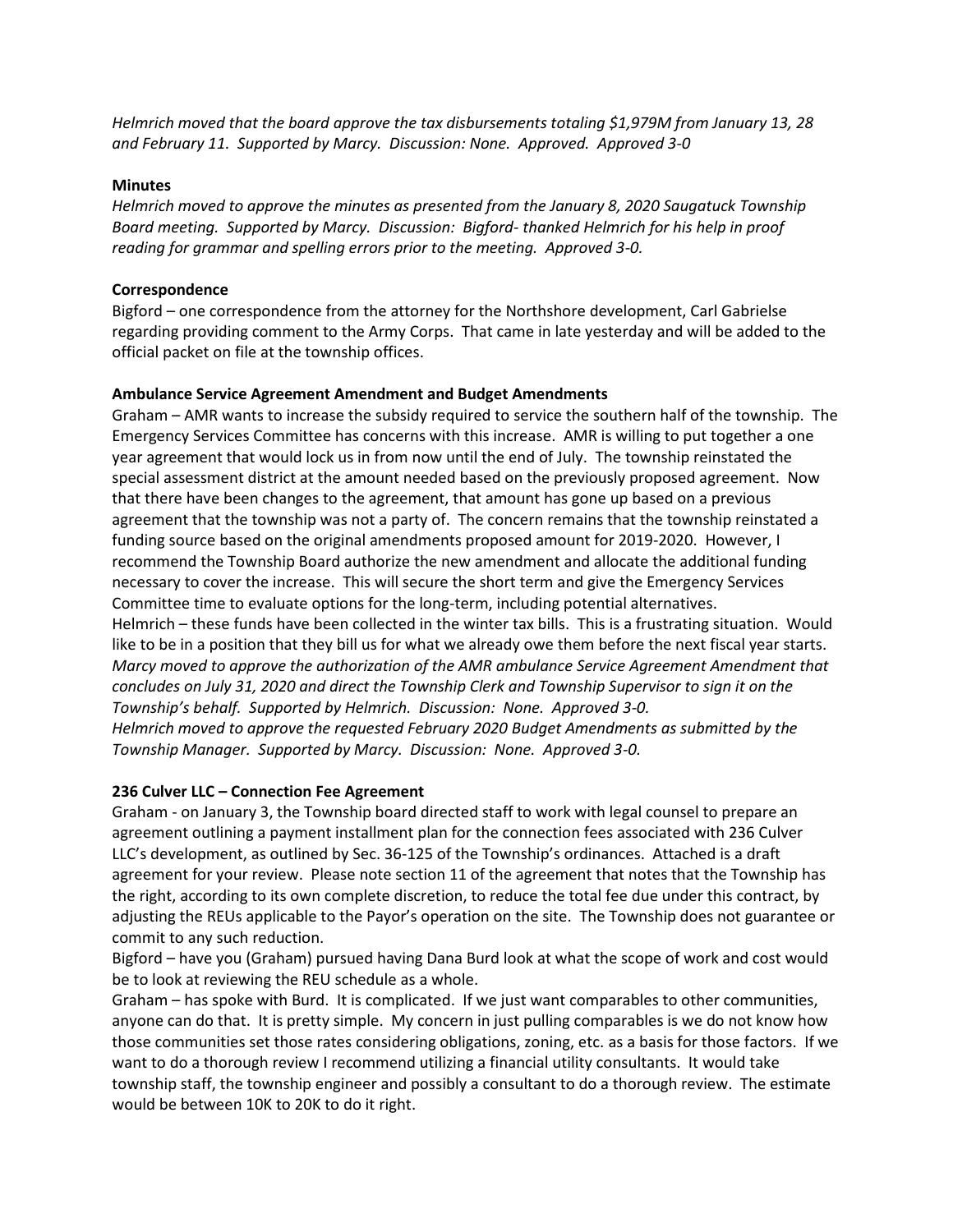*Helmrich moved that the board approve the tax disbursements totaling $1,979M from January 13, 28 and February 11. Supported by Marcy. Discussion: None. Approved. Approved 3-0*

**Minutes**

*Helmrich moved to approve the minutes as presented from the January 8, 2020 Saugatuck Township Board meeting. Supported by Marcy. Discussion: Bigford- thanked Helmrich for his help in proof reading for grammar and spelling errors prior to the meeting. Approved 3-0.*

**Correspondence**

Bigford – one correspondence from the attorney for the Northshore development, Carl Gabrielse regarding providing comment to the Army Corps. That came in late yesterday and will be added to the official packet on file at the township offices.

**Ambulance Service Agreement Amendment and Budget Amendments**

Graham – AMR wants to increase the subsidy required to service the southern half of the township. The Emergency Services Committee has concerns with this increase. AMR is willing to put together a one year agreement that would lock us in from now until the end of July. The township reinstated the special assessment district at the amount needed based on the previously proposed agreement. Now that there have been changes to the agreement, that amount has gone up based on a previous agreement that the township was not a party of. The concern remains that the township reinstated a funding source based on the original amendments proposed amount for 2019-2020. However, I recommend the Township Board authorize the new amendment and allocate the additional funding necessary to cover the increase. This will secure the short term and give the Emergency Services Committee time to evaluate options for the long-term, including potential alternatives.

Helmrich – these funds have been collected in the winter tax bills. This is a frustrating situation. Would like to be in a position that they bill us for what we already owe them before the next fiscal year starts.

*Marcy moved to approve the authorization of the AMR ambulance Service Agreement Amendment that concludes on July 31, 2020 and direct the Township Clerk and Township Supervisor to sign it on the Township's behalf. Supported by Helmrich. Discussion: None. Approved 3-0.*

*Helmrich moved to approve the requested February 2020 Budget Amendments as submitted by the Township Manager. Supported by Marcy. Discussion: None. Approved 3-0.*

**236 Culver LLC – Connection Fee Agreement**

Graham - on January 3, the Township board directed staff to work with legal counsel to prepare an agreement outlining a payment installment plan for the connection fees associated with 236 Culver LLC's development, as outlined by Sec. 36-125 of the Township's ordinances. Attached is a draft agreement for your review. Please note section 11 of the agreement that notes that the Township has the right, according to its own complete discretion, to reduce the total fee due under this contract, by adjusting the REUs applicable to the Payor's operation on the site. The Township does not guarantee or commit to any such reduction.

Bigford – have you (Graham) pursued having Dana Burd look at what the scope of work and cost would be to look at reviewing the REU schedule as a whole.

Graham – has spoke with Burd. It is complicated. If we just want comparables to other communities, anyone can do that. It is pretty simple. My concern in just pulling comparables is we do not know how those communities set those rates considering obligations, zoning, etc. as a basis for those factors. If we want to do a thorough review I recommend utilizing a financial utility consultants. It would take township staff, the township engineer and possibly a consultant to do a thorough review. The estimate would be between 10K to 20K to do it right.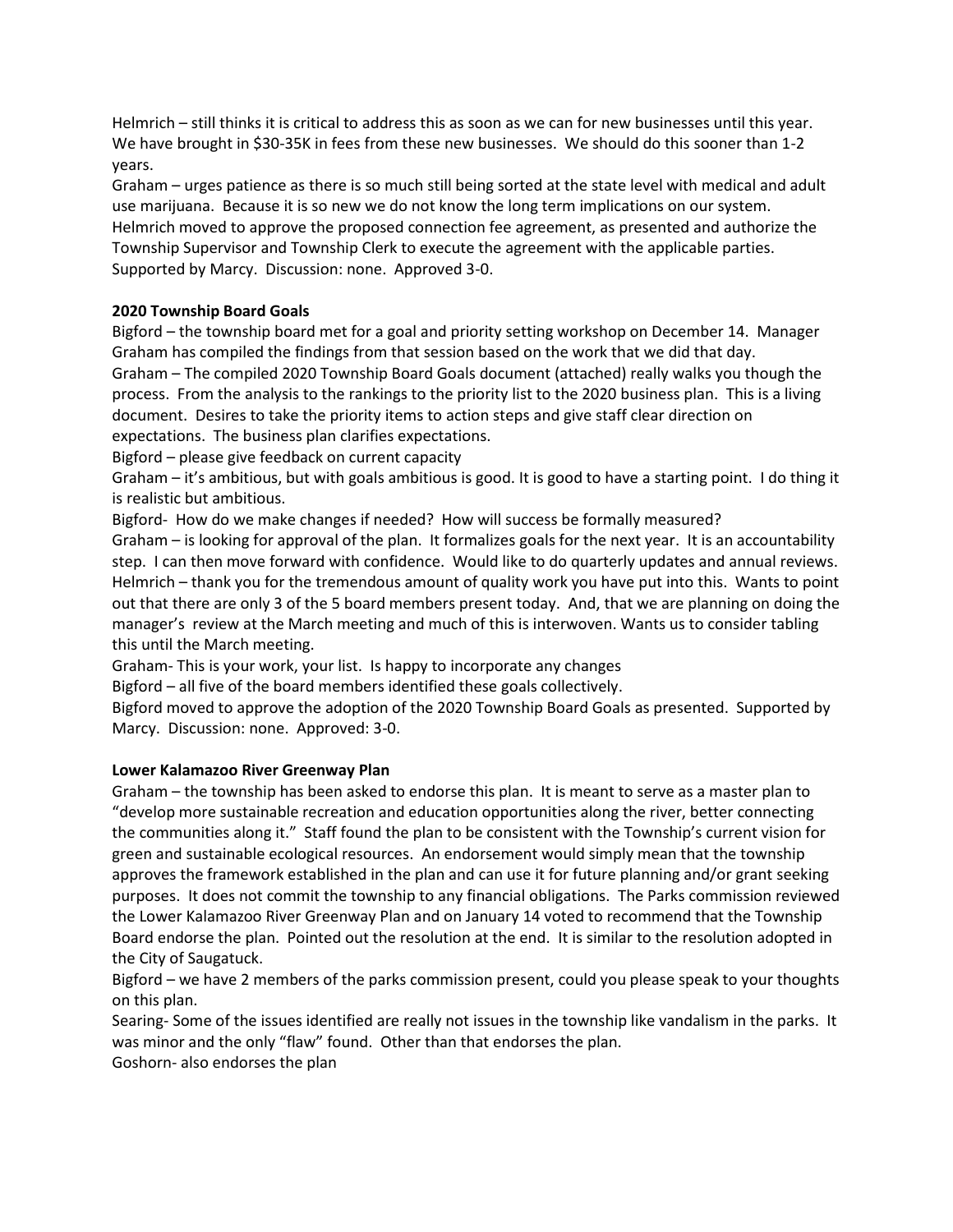Helmrich – still thinks it is critical to address this as soon as we can for new businesses until this year. We have brought in $30-35K in fees from these new businesses. We should do this sooner than 1-2 years.

Graham – urges patience as there is so much still being sorted at the state level with medical and adult use marijuana. Because it is so new we do not know the long term implications on our system.

Helmrich moved to approve the proposed connection fee agreement, as presented and authorize the Township Supervisor and Township Clerk to execute the agreement with the applicable parties. Supported by Marcy. Discussion: none. Approved 3-0.

**2020 Township Board Goals**

Bigford – the township board met for a goal and priority setting workshop on December 14. Manager Graham has compiled the findings from that session based on the work that we did that day.

Graham – The compiled 2020 Township Board Goals document (attached) really walks you though the process. From the analysis to the rankings to the priority list to the 2020 business plan. This is a living document. Desires to take the priority items to action steps and give staff clear direction on expectations. The business plan clarifies expectations.

Bigford – please give feedback on current capacity

Graham – it's ambitious, but with goals ambitious is good. It is good to have a starting point. I do thing it is realistic but ambitious.

Bigford- How do we make changes if needed? How will success be formally measured?

Graham – is looking for approval of the plan. It formalizes goals for the next year. It is an accountability step. I can then move forward with confidence. Would like to do quarterly updates and annual reviews.

Helmrich – thank you for the tremendous amount of quality work you have put into this. Wants to point out that there are only 3 of the 5 board members present today. And, that we are planning on doing the manager's review at the March meeting and much of this is interwoven. Wants us to consider tabling this until the March meeting.

Graham- This is your work, your list. Is happy to incorporate any changes

Bigford – all five of the board members identified these goals collectively.

Bigford moved to approve the adoption of the 2020 Township Board Goals as presented. Supported by Marcy. Discussion: none. Approved: 3-0.

**Lower Kalamazoo River Greenway Plan**

Graham – the township has been asked to endorse this plan. It is meant to serve as a master plan to "develop more sustainable recreation and education opportunities along the river, better connecting the communities along it." Staff found the plan to be consistent with the Township's current vision for green and sustainable ecological resources. An endorsement would simply mean that the township approves the framework established in the plan and can use it for future planning and/or grant seeking purposes. It does not commit the township to any financial obligations. The Parks commission reviewed the Lower Kalamazoo River Greenway Plan and on January 14 voted to recommend that the Township Board endorse the plan. Pointed out the resolution at the end. It is similar to the resolution adopted in the City of Saugatuck.

Bigford – we have 2 members of the parks commission present, could you please speak to your thoughts on this plan.

Searing- Some of the issues identified are really not issues in the township like vandalism in the parks. It was minor and the only "flaw" found. Other than that endorses the plan.

Goshorn- also endorses the plan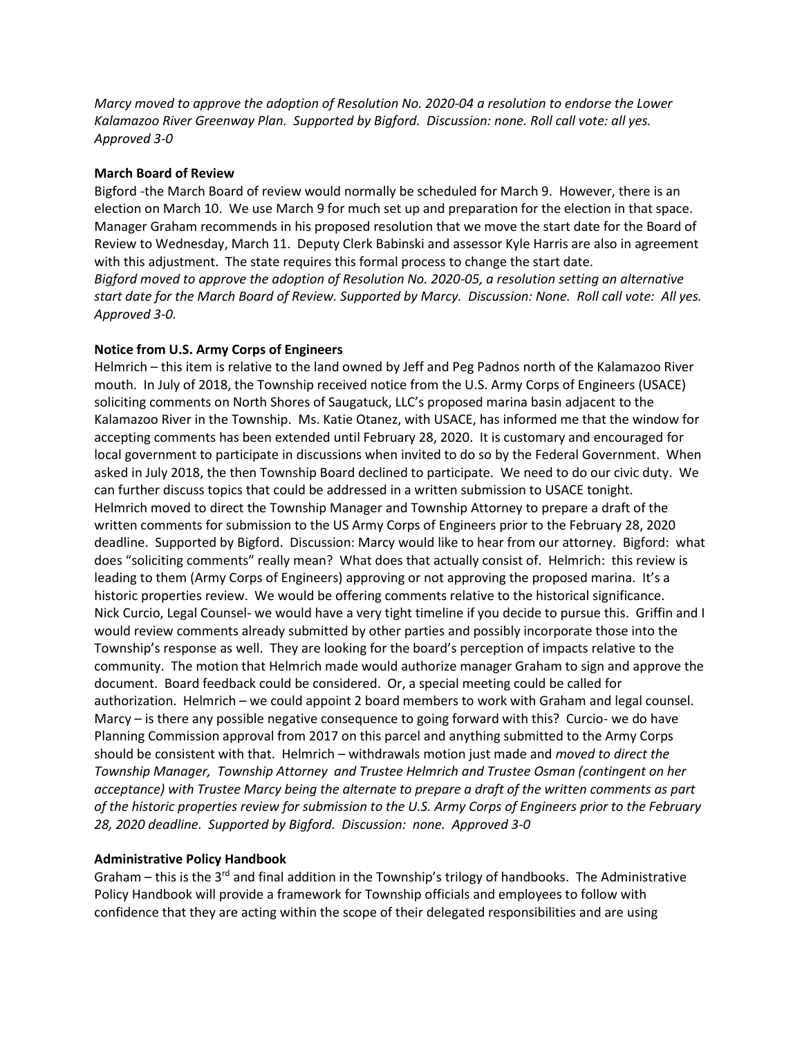*Marcy moved to approve the adoption of Resolution No. 2020-04 a resolution to endorse the Lower Kalamazoo River Greenway Plan. Supported by Bigford. Discussion: none. Roll call vote: all yes. Approved 3-0*

**March Board of Review**

Bigford -the March Board of review would normally be scheduled for March 9. However, there is an election on March 10. We use March 9 for much set up and preparation for the election in that space. Manager Graham recommends in his proposed resolution that we move the start date for the Board of Review to Wednesday, March 11. Deputy Clerk Babinski and assessor Kyle Harris are also in agreement with this adjustment. The state requires this formal process to change the start date.
*Bigford moved to approve the adoption of Resolution No. 2020-05, a resolution setting an alternative start date for the March Board of Review. Supported by Marcy. Discussion: None. Roll call vote: All yes. Approved 3-0.*

**Notice from U.S. Army Corps of Engineers**

Helmrich – this item is relative to the land owned by Jeff and Peg Padnos north of the Kalamazoo River mouth. In July of 2018, the Township received notice from the U.S. Army Corps of Engineers (USACE) soliciting comments on North Shores of Saugatuck, LLC's proposed marina basin adjacent to the Kalamazoo River in the Township. Ms. Katie Otanez, with USACE, has informed me that the window for accepting comments has been extended until February 28, 2020. It is customary and encouraged for local government to participate in discussions when invited to do so by the Federal Government. When asked in July 2018, the then Township Board declined to participate. We need to do our civic duty. We can further discuss topics that could be addressed in a written submission to USACE tonight.
Helmrich moved to direct the Township Manager and Township Attorney to prepare a draft of the written comments for submission to the US Army Corps of Engineers prior to the February 28, 2020 deadline. Supported by Bigford. Discussion: Marcy would like to hear from our attorney. Bigford: what does "soliciting comments" really mean? What does that actually consist of. Helmrich: this review is leading to them (Army Corps of Engineers) approving or not approving the proposed marina. It's a historic properties review. We would be offering comments relative to the historical significance.
Nick Curcio, Legal Counsel- we would have a very tight timeline if you decide to pursue this. Griffin and I would review comments already submitted by other parties and possibly incorporate those into the Township's response as well. They are looking for the board's perception of impacts relative to the community. The motion that Helmrich made would authorize manager Graham to sign and approve the document. Board feedback could be considered. Or, a special meeting could be called for authorization. Helmrich – we could appoint 2 board members to work with Graham and legal counsel. Marcy – is there any possible negative consequence to going forward with this? Curcio- we do have Planning Commission approval from 2017 on this parcel and anything submitted to the Army Corps should be consistent with that. Helmrich – withdrawals motion just made and *moved to direct the Township Manager, Township Attorney and Trustee Helmrich and Trustee Osman (contingent on her acceptance) with Trustee Marcy being the alternate to prepare a draft of the written comments as part of the historic properties review for submission to the U.S. Army Corps of Engineers prior to the February 28, 2020 deadline. Supported by Bigford. Discussion: none. Approved 3-0*

**Administrative Policy Handbook**

Graham – this is the 3rd and final addition in the Township's trilogy of handbooks. The Administrative Policy Handbook will provide a framework for Township officials and employees to follow with confidence that they are acting within the scope of their delegated responsibilities and are using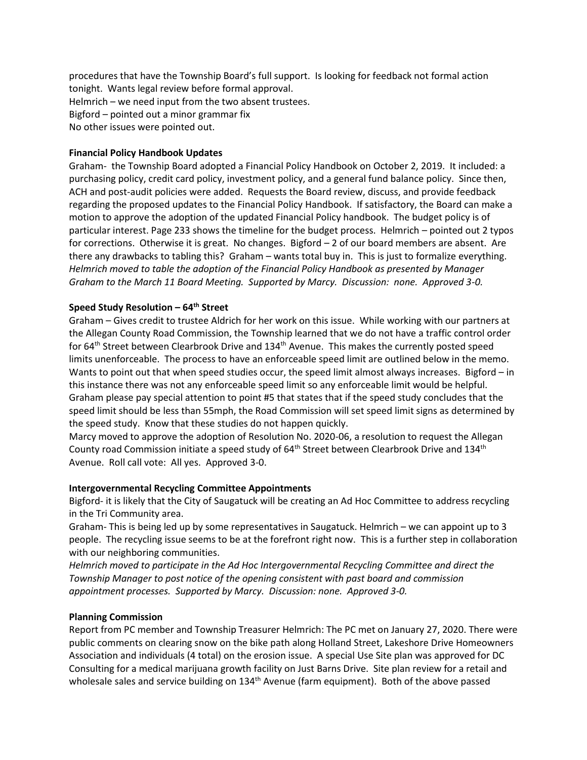procedures that have the Township Board's full support. Is looking for feedback not formal action tonight. Wants legal review before formal approval.
Helmrich – we need input from the two absent trustees.
Bigford – pointed out a minor grammar fix
No other issues were pointed out.

**Financial Policy Handbook Updates**

Graham- the Township Board adopted a Financial Policy Handbook on October 2, 2019. It included: a purchasing policy, credit card policy, investment policy, and a general fund balance policy. Since then, ACH and post-audit policies were added. Requests the Board review, discuss, and provide feedback regarding the proposed updates to the Financial Policy Handbook. If satisfactory, the Board can make a motion to approve the adoption of the updated Financial Policy handbook. The budget policy is of particular interest. Page 233 shows the timeline for the budget process. Helmrich – pointed out 2 typos for corrections. Otherwise it is great. No changes. Bigford – 2 of our board members are absent. Are there any drawbacks to tabling this? Graham – wants total buy in. This is just to formalize everything. *Helmrich moved to table the adoption of the Financial Policy Handbook as presented by Manager Graham to the March 11 Board Meeting. Supported by Marcy. Discussion: none. Approved 3-0.*

**Speed Study Resolution – 64th Street**

Graham – Gives credit to trustee Aldrich for her work on this issue. While working with our partners at the Allegan County Road Commission, the Township learned that we do not have a traffic control order for 64th Street between Clearbrook Drive and 134th Avenue. This makes the currently posted speed limits unenforceable. The process to have an enforceable speed limit are outlined below in the memo. Wants to point out that when speed studies occur, the speed limit almost always increases. Bigford – in this instance there was not any enforceable speed limit so any enforceable limit would be helpful. Graham please pay special attention to point #5 that states that if the speed study concludes that the speed limit should be less than 55mph, the Road Commission will set speed limit signs as determined by the speed study. Know that these studies do not happen quickly.
Marcy moved to approve the adoption of Resolution No. 2020-06, a resolution to request the Allegan County road Commission initiate a speed study of 64th Street between Clearbrook Drive and 134th Avenue. Roll call vote: All yes. Approved 3-0.

**Intergovernmental Recycling Committee Appointments**

Bigford- it is likely that the City of Saugatuck will be creating an Ad Hoc Committee to address recycling in the Tri Community area.
Graham- This is being led up by some representatives in Saugatuck. Helmrich – we can appoint up to 3 people. The recycling issue seems to be at the forefront right now. This is a further step in collaboration with our neighboring communities.
*Helmrich moved to participate in the Ad Hoc Intergovernmental Recycling Committee and direct the Township Manager to post notice of the opening consistent with past board and commission appointment processes. Supported by Marcy. Discussion: none. Approved 3-0.*

**Planning Commission**

Report from PC member and Township Treasurer Helmrich: The PC met on January 27, 2020. There were public comments on clearing snow on the bike path along Holland Street, Lakeshore Drive Homeowners Association and individuals (4 total) on the erosion issue. A special Use Site plan was approved for DC Consulting for a medical marijuana growth facility on Just Barns Drive. Site plan review for a retail and wholesale sales and service building on 134th Avenue (farm equipment). Both of the above passed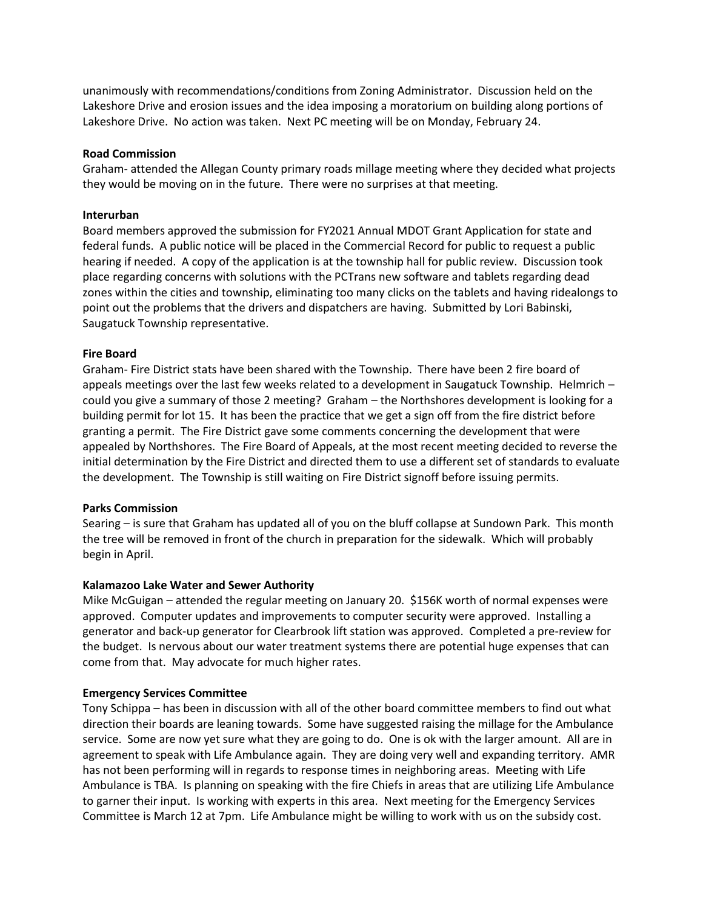unanimously with recommendations/conditions from Zoning Administrator. Discussion held on the Lakeshore Drive and erosion issues and the idea imposing a moratorium on building along portions of Lakeshore Drive. No action was taken. Next PC meeting will be on Monday, February 24.

**Road Commission**
Graham- attended the Allegan County primary roads millage meeting where they decided what projects they would be moving on in the future. There were no surprises at that meeting.

**Interurban**
Board members approved the submission for FY2021 Annual MDOT Grant Application for state and federal funds. A public notice will be placed in the Commercial Record for public to request a public hearing if needed. A copy of the application is at the township hall for public review. Discussion took place regarding concerns with solutions with the PCTrans new software and tablets regarding dead zones within the cities and township, eliminating too many clicks on the tablets and having ridealongs to point out the problems that the drivers and dispatchers are having. Submitted by Lori Babinski, Saugatuck Township representative.

**Fire Board**
Graham- Fire District stats have been shared with the Township. There have been 2 fire board of appeals meetings over the last few weeks related to a development in Saugatuck Township. Helmrich – could you give a summary of those 2 meeting? Graham – the Northshores development is looking for a building permit for lot 15. It has been the practice that we get a sign off from the fire district before granting a permit. The Fire District gave some comments concerning the development that were appealed by Northshores. The Fire Board of Appeals, at the most recent meeting decided to reverse the initial determination by the Fire District and directed them to use a different set of standards to evaluate the development. The Township is still waiting on Fire District signoff before issuing permits.

**Parks Commission**
Searing – is sure that Graham has updated all of you on the bluff collapse at Sundown Park. This month the tree will be removed in front of the church in preparation for the sidewalk. Which will probably begin in April.

**Kalamazoo Lake Water and Sewer Authority**
Mike McGuigan – attended the regular meeting on January 20. $156K worth of normal expenses were approved. Computer updates and improvements to computer security were approved. Installing a generator and back-up generator for Clearbrook lift station was approved. Completed a pre-review for the budget. Is nervous about our water treatment systems there are potential huge expenses that can come from that. May advocate for much higher rates.

**Emergency Services Committee**
Tony Schippa – has been in discussion with all of the other board committee members to find out what direction their boards are leaning towards. Some have suggested raising the millage for the Ambulance service. Some are now yet sure what they are going to do. One is ok with the larger amount. All are in agreement to speak with Life Ambulance again. They are doing very well and expanding territory. AMR has not been performing will in regards to response times in neighboring areas. Meeting with Life Ambulance is TBA. Is planning on speaking with the fire Chiefs in areas that are utilizing Life Ambulance to garner their input. Is working with experts in this area. Next meeting for the Emergency Services Committee is March 12 at 7pm. Life Ambulance might be willing to work with us on the subsidy cost.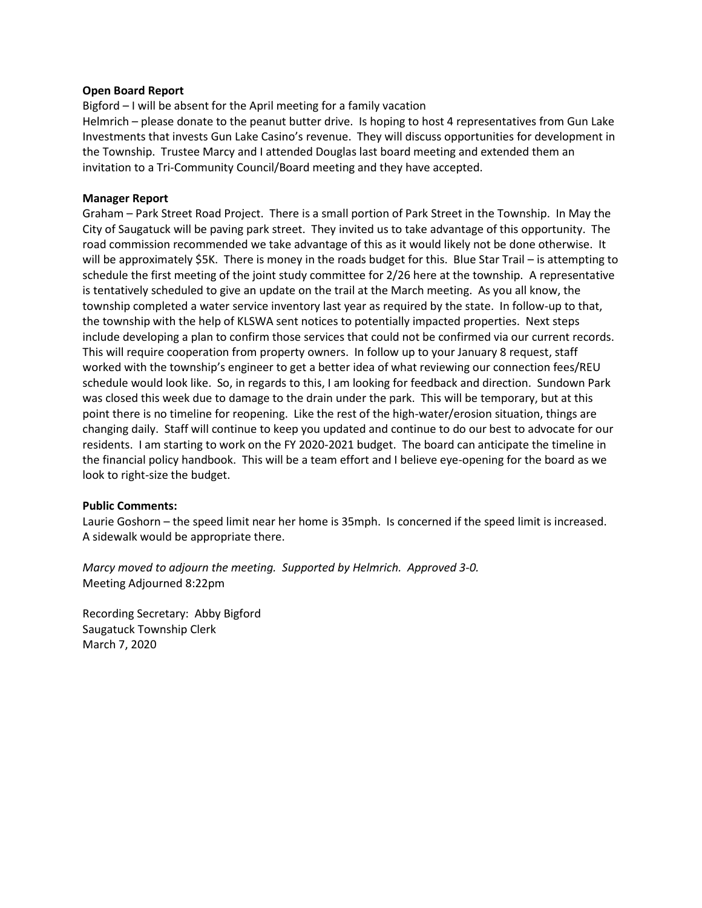**Open Board Report**

Bigford – I will be absent for the April meeting for a family vacation

Helmrich – please donate to the peanut butter drive. Is hoping to host 4 representatives from Gun Lake Investments that invests Gun Lake Casino's revenue. They will discuss opportunities for development in the Township. Trustee Marcy and I attended Douglas last board meeting and extended them an invitation to a Tri-Community Council/Board meeting and they have accepted.

**Manager Report**

Graham – Park Street Road Project. There is a small portion of Park Street in the Township. In May the City of Saugatuck will be paving park street. They invited us to take advantage of this opportunity. The road commission recommended we take advantage of this as it would likely not be done otherwise. It will be approximately $5K. There is money in the roads budget for this. Blue Star Trail – is attempting to schedule the first meeting of the joint study committee for 2/26 here at the township. A representative is tentatively scheduled to give an update on the trail at the March meeting. As you all know, the township completed a water service inventory last year as required by the state. In follow-up to that, the township with the help of KLSWA sent notices to potentially impacted properties. Next steps include developing a plan to confirm those services that could not be confirmed via our current records. This will require cooperation from property owners. In follow up to your January 8 request, staff worked with the township's engineer to get a better idea of what reviewing our connection fees/REU schedule would look like. So, in regards to this, I am looking for feedback and direction. Sundown Park was closed this week due to damage to the drain under the park. This will be temporary, but at this point there is no timeline for reopening. Like the rest of the high-water/erosion situation, things are changing daily. Staff will continue to keep you updated and continue to do our best to advocate for our residents. I am starting to work on the FY 2020-2021 budget. The board can anticipate the timeline in the financial policy handbook. This will be a team effort and I believe eye-opening for the board as we look to right-size the budget.

**Public Comments:**

Laurie Goshorn – the speed limit near her home is 35mph. Is concerned if the speed limit is increased. A sidewalk would be appropriate there.

*Marcy moved to adjourn the meeting. Supported by Helmrich. Approved 3-0.*

Meeting Adjourned 8:22pm

Recording Secretary: Abby Bigford
Saugatuck Township Clerk
March 7, 2020